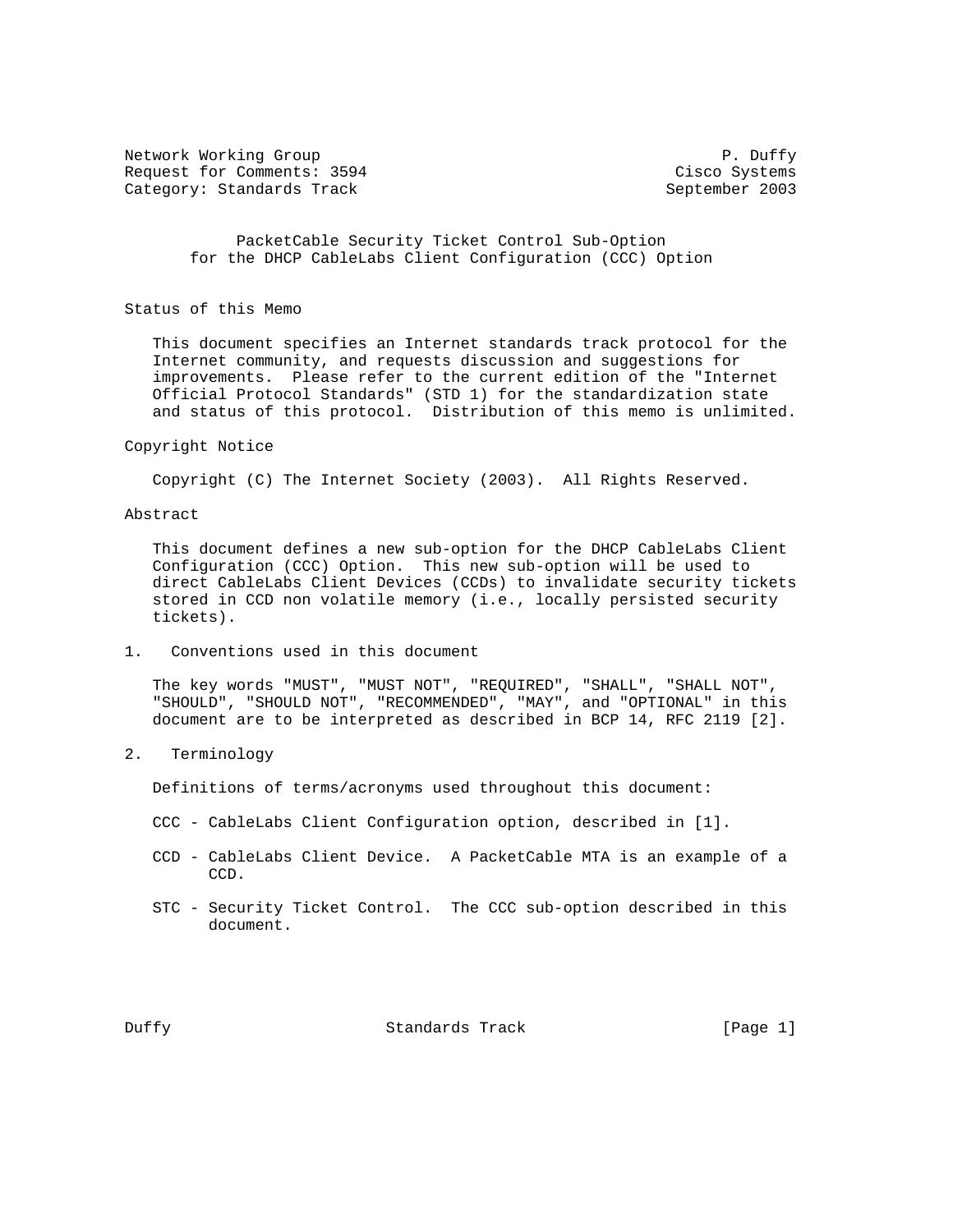Network Working Group P. Duffy
Request for Comments: 3594 Cisco Systems
Category: Standards Track September 2003

# PacketCable Security Ticket Control Sub-Option for the DHCP CableLabs Client Configuration (CCC) Option

## Status of this Memo

This document specifies an Internet standards track protocol for the Internet community, and requests discussion and suggestions for improvements. Please refer to the current edition of the "Internet Official Protocol Standards" (STD 1) for the standardization state and status of this protocol. Distribution of this memo is unlimited.

## Copyright Notice

Copyright (C) The Internet Society (2003). All Rights Reserved.

## Abstract

This document defines a new sub-option for the DHCP CableLabs Client Configuration (CCC) Option. This new sub-option will be used to direct CableLabs Client Devices (CCDs) to invalidate security tickets stored in CCD non volatile memory (i.e., locally persisted security tickets).

## 1. Conventions used in this document

The key words "MUST", "MUST NOT", "REQUIRED", "SHALL", "SHALL NOT", "SHOULD", "SHOULD NOT", "RECOMMENDED", "MAY", and "OPTIONAL" in this document are to be interpreted as described in BCP 14, RFC 2119 [2].

## 2. Terminology

Definitions of terms/acronyms used throughout this document:

CCC - CableLabs Client Configuration option, described in [1].

CCD - CableLabs Client Device. A PacketCable MTA is an example of a CCD.

STC - Security Ticket Control. The CCC sub-option described in this document.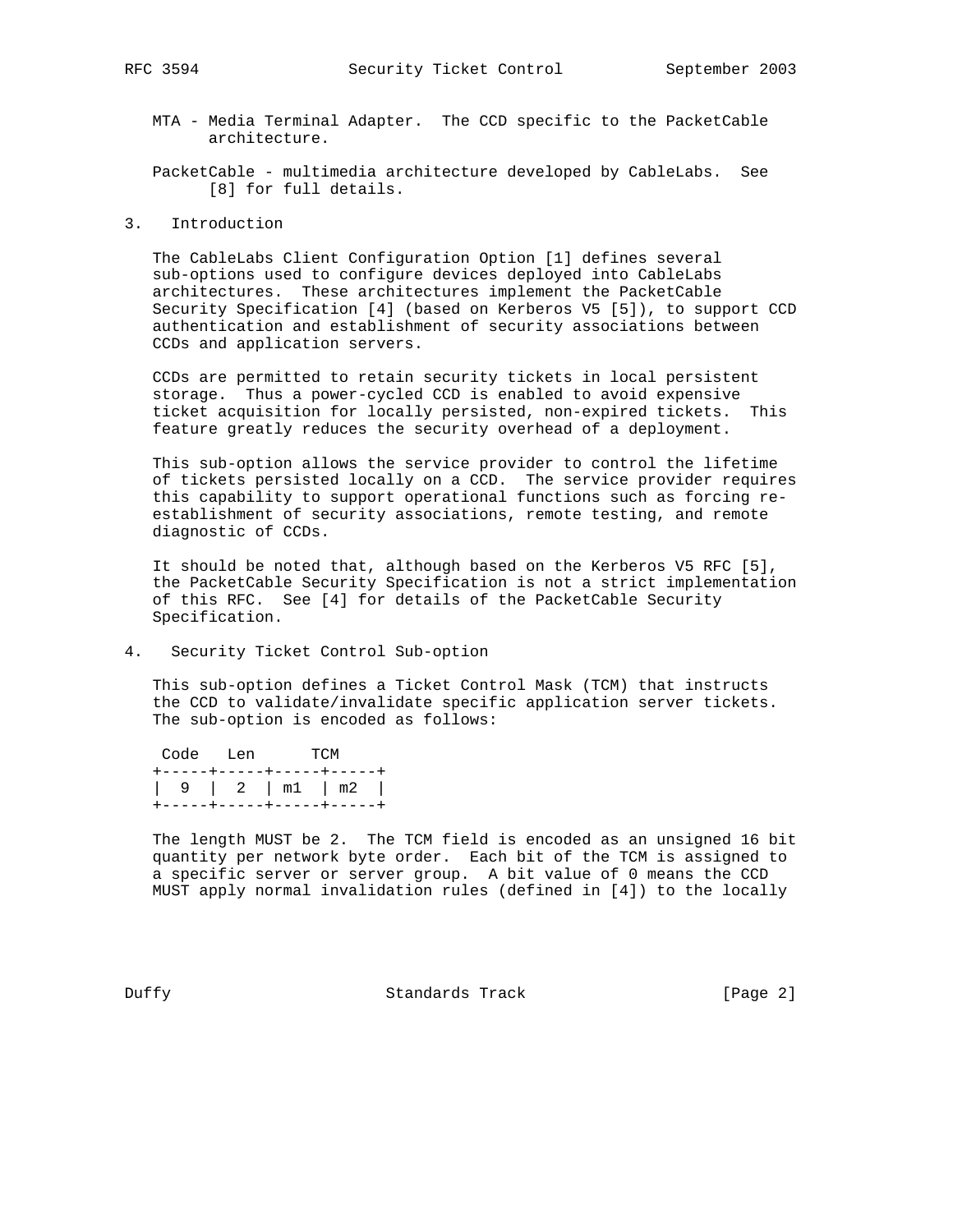MTA - Media Terminal Adapter. The CCD specific to the PacketCable architecture.

PacketCable - multimedia architecture developed by CableLabs. See [8] for full details.

## 3. Introduction

The CableLabs Client Configuration Option [1] defines several sub-options used to configure devices deployed into CableLabs architectures. These architectures implement the PacketCable Security Specification [4] (based on Kerberos V5 [5]), to support CCD authentication and establishment of security associations between CCDs and application servers.

CCDs are permitted to retain security tickets in local persistent storage. Thus a power-cycled CCD is enabled to avoid expensive ticket acquisition for locally persisted, non-expired tickets. This feature greatly reduces the security overhead of a deployment.

This sub-option allows the service provider to control the lifetime of tickets persisted locally on a CCD. The service provider requires this capability to support operational functions such as forcing re-establishment of security associations, remote testing, and remote diagnostic of CCDs.

It should be noted that, although based on the Kerberos V5 RFC [5], the PacketCable Security Specification is not a strict implementation of this RFC. See [4] for details of the PacketCable Security Specification.

## 4. Security Ticket Control Sub-option

This sub-option defines a Ticket Control Mask (TCM) that instructs the CCD to validate/invalidate specific application server tickets. The sub-option is encoded as follows:

```
 Code   Len      TCM
+-----+-----+-----+-----+
|  9  |  2  | m1  | m2  |
+-----+-----+-----+-----+
```

The length MUST be 2. The TCM field is encoded as an unsigned 16 bit quantity per network byte order. Each bit of the TCM is assigned to a specific server or server group. A bit value of 0 means the CCD MUST apply normal invalidation rules (defined in [4]) to the locally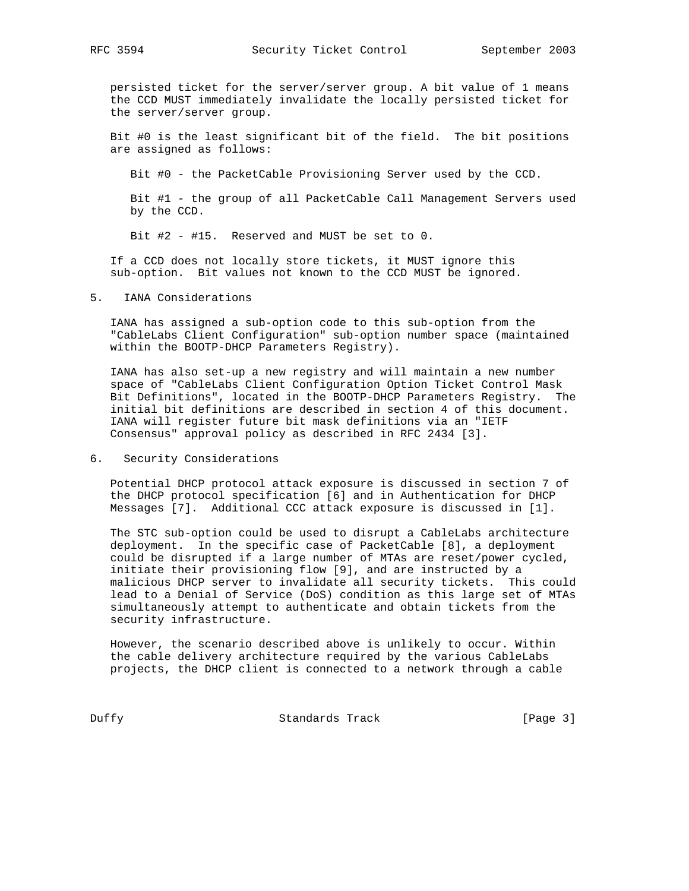persisted ticket for the server/server group. A bit value of 1 means the CCD MUST immediately invalidate the locally persisted ticket for the server/server group.

Bit #0 is the least significant bit of the field. The bit positions are assigned as follows:

Bit #0 - the PacketCable Provisioning Server used by the CCD.

Bit #1 - the group of all PacketCable Call Management Servers used by the CCD.

Bit #2 - #15. Reserved and MUST be set to 0.

If a CCD does not locally store tickets, it MUST ignore this sub-option. Bit values not known to the CCD MUST be ignored.

## 5. IANA Considerations

IANA has assigned a sub-option code to this sub-option from the "CableLabs Client Configuration" sub-option number space (maintained within the BOOTP-DHCP Parameters Registry).

IANA has also set-up a new registry and will maintain a new number space of "CableLabs Client Configuration Option Ticket Control Mask Bit Definitions", located in the BOOTP-DHCP Parameters Registry. The initial bit definitions are described in section 4 of this document. IANA will register future bit mask definitions via an "IETF Consensus" approval policy as described in RFC 2434 [3].

## 6. Security Considerations

Potential DHCP protocol attack exposure is discussed in section 7 of the DHCP protocol specification [6] and in Authentication for DHCP Messages [7]. Additional CCC attack exposure is discussed in [1].

The STC sub-option could be used to disrupt a CableLabs architecture deployment. In the specific case of PacketCable [8], a deployment could be disrupted if a large number of MTAs are reset/power cycled, initiate their provisioning flow [9], and are instructed by a malicious DHCP server to invalidate all security tickets. This could lead to a Denial of Service (DoS) condition as this large set of MTAs simultaneously attempt to authenticate and obtain tickets from the security infrastructure.

However, the scenario described above is unlikely to occur. Within the cable delivery architecture required by the various CableLabs projects, the DHCP client is connected to a network through a cable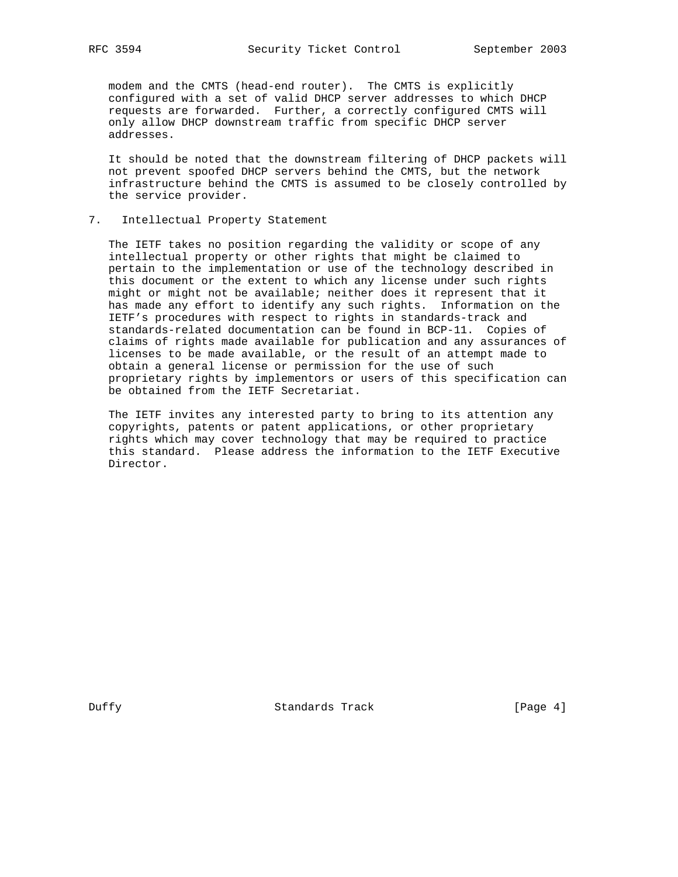modem and the CMTS (head-end router). The CMTS is explicitly configured with a set of valid DHCP server addresses to which DHCP requests are forwarded. Further, a correctly configured CMTS will only allow DHCP downstream traffic from specific DHCP server addresses.

It should be noted that the downstream filtering of DHCP packets will not prevent spoofed DHCP servers behind the CMTS, but the network infrastructure behind the CMTS is assumed to be closely controlled by the service provider.

## 7. Intellectual Property Statement

The IETF takes no position regarding the validity or scope of any intellectual property or other rights that might be claimed to pertain to the implementation or use of the technology described in this document or the extent to which any license under such rights might or might not be available; neither does it represent that it has made any effort to identify any such rights. Information on the IETF's procedures with respect to rights in standards-track and standards-related documentation can be found in BCP-11. Copies of claims of rights made available for publication and any assurances of licenses to be made available, or the result of an attempt made to obtain a general license or permission for the use of such proprietary rights by implementors or users of this specification can be obtained from the IETF Secretariat.

The IETF invites any interested party to bring to its attention any copyrights, patents or patent applications, or other proprietary rights which may cover technology that may be required to practice this standard. Please address the information to the IETF Executive Director.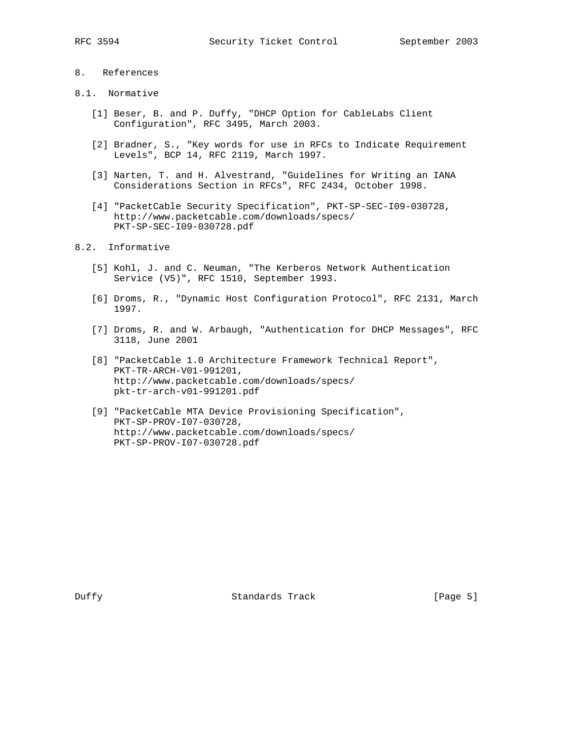## 8. References

### 8.1. Normative

[1] Beser, B. and P. Duffy, "DHCP Option for CableLabs Client Configuration", RFC 3495, March 2003.

[2] Bradner, S., "Key words for use in RFCs to Indicate Requirement Levels", BCP 14, RFC 2119, March 1997.

[3] Narten, T. and H. Alvestrand, "Guidelines for Writing an IANA Considerations Section in RFCs", RFC 2434, October 1998.

[4] "PacketCable Security Specification", PKT-SP-SEC-I09-030728, http://www.packetcable.com/downloads/specs/PKT-SP-SEC-I09-030728.pdf

### 8.2. Informative

[5] Kohl, J. and C. Neuman, "The Kerberos Network Authentication Service (V5)", RFC 1510, September 1993.

[6] Droms, R., "Dynamic Host Configuration Protocol", RFC 2131, March 1997.

[7] Droms, R. and W. Arbaugh, "Authentication for DHCP Messages", RFC 3118, June 2001

[8] "PacketCable 1.0 Architecture Framework Technical Report", PKT-TR-ARCH-V01-991201, http://www.packetcable.com/downloads/specs/pkt-tr-arch-v01-991201.pdf

[9] "PacketCable MTA Device Provisioning Specification", PKT-SP-PROV-I07-030728, http://www.packetcable.com/downloads/specs/PKT-SP-PROV-I07-030728.pdf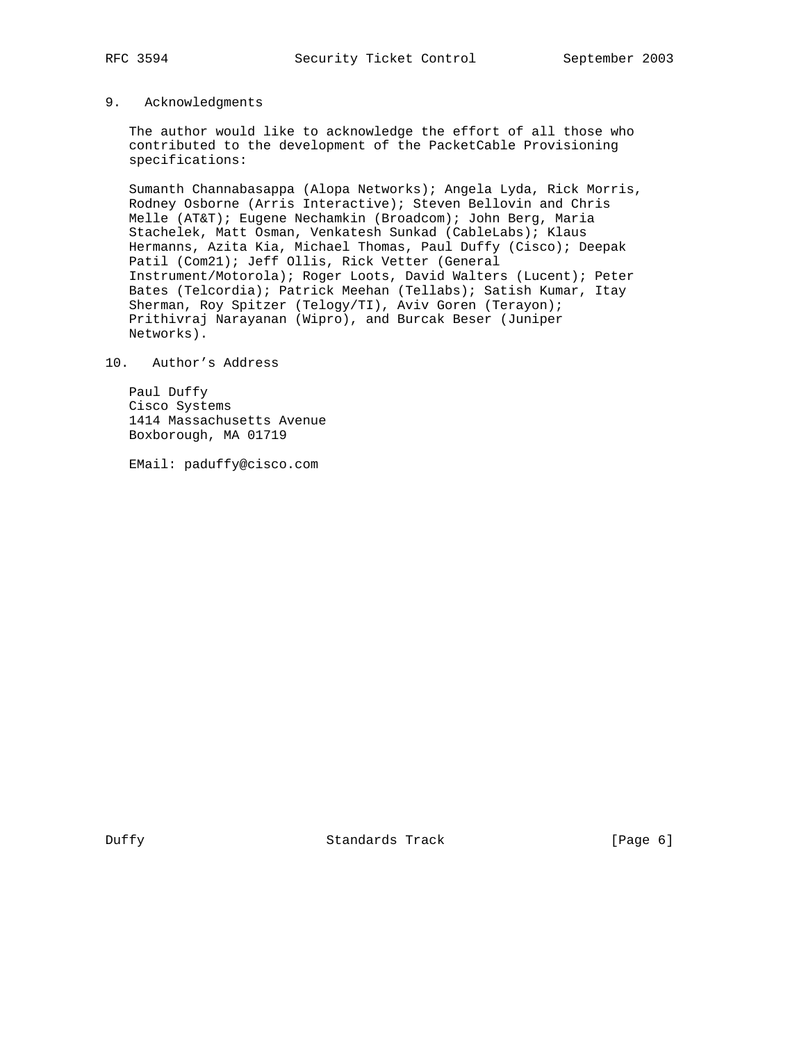## 9. Acknowledgments

The author would like to acknowledge the effort of all those who contributed to the development of the PacketCable Provisioning specifications:

Sumanth Channabasappa (Alopa Networks); Angela Lyda, Rick Morris, Rodney Osborne (Arris Interactive); Steven Bellovin and Chris Melle (AT&T); Eugene Nechamkin (Broadcom); John Berg, Maria Stachelek, Matt Osman, Venkatesh Sunkad (CableLabs); Klaus Hermanns, Azita Kia, Michael Thomas, Paul Duffy (Cisco); Deepak Patil (Com21); Jeff Ollis, Rick Vetter (General Instrument/Motorola); Roger Loots, David Walters (Lucent); Peter Bates (Telcordia); Patrick Meehan (Tellabs); Satish Kumar, Itay Sherman, Roy Spitzer (Telogy/TI), Aviv Goren (Terayon); Prithivraj Narayanan (Wipro), and Burcak Beser (Juniper Networks).

## 10. Author's Address

Paul Duffy
Cisco Systems
1414 Massachusetts Avenue
Boxborough, MA 01719

EMail: paduffy@cisco.com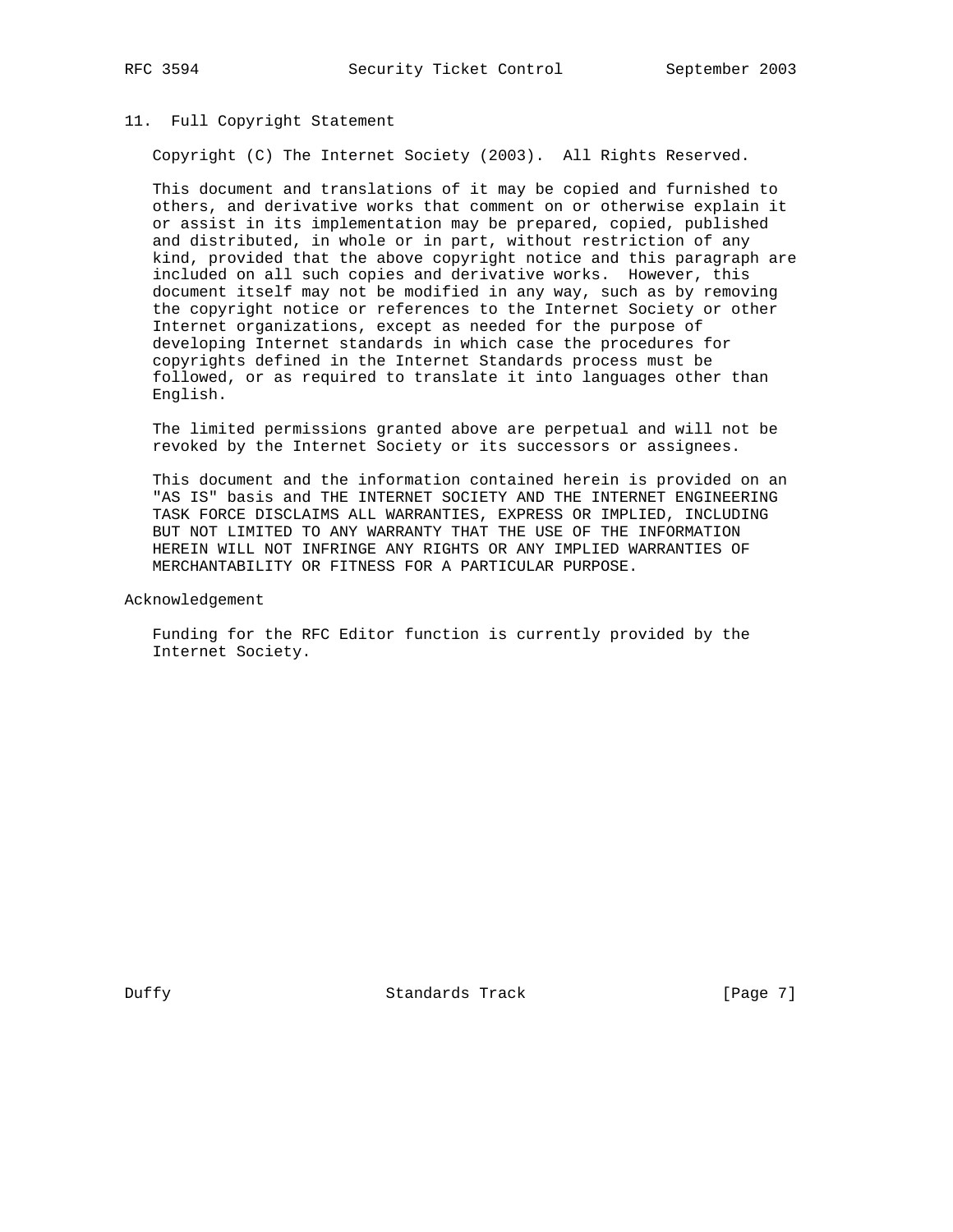## 11. Full Copyright Statement

Copyright (C) The Internet Society (2003). All Rights Reserved.

This document and translations of it may be copied and furnished to others, and derivative works that comment on or otherwise explain it or assist in its implementation may be prepared, copied, published and distributed, in whole or in part, without restriction of any kind, provided that the above copyright notice and this paragraph are included on all such copies and derivative works. However, this document itself may not be modified in any way, such as by removing the copyright notice or references to the Internet Society or other Internet organizations, except as needed for the purpose of developing Internet standards in which case the procedures for copyrights defined in the Internet Standards process must be followed, or as required to translate it into languages other than English.

The limited permissions granted above are perpetual and will not be revoked by the Internet Society or its successors or assignees.

This document and the information contained herein is provided on an "AS IS" basis and THE INTERNET SOCIETY AND THE INTERNET ENGINEERING TASK FORCE DISCLAIMS ALL WARRANTIES, EXPRESS OR IMPLIED, INCLUDING BUT NOT LIMITED TO ANY WARRANTY THAT THE USE OF THE INFORMATION HEREIN WILL NOT INFRINGE ANY RIGHTS OR ANY IMPLIED WARRANTIES OF MERCHANTABILITY OR FITNESS FOR A PARTICULAR PURPOSE.

## Acknowledgement

Funding for the RFC Editor function is currently provided by the Internet Society.